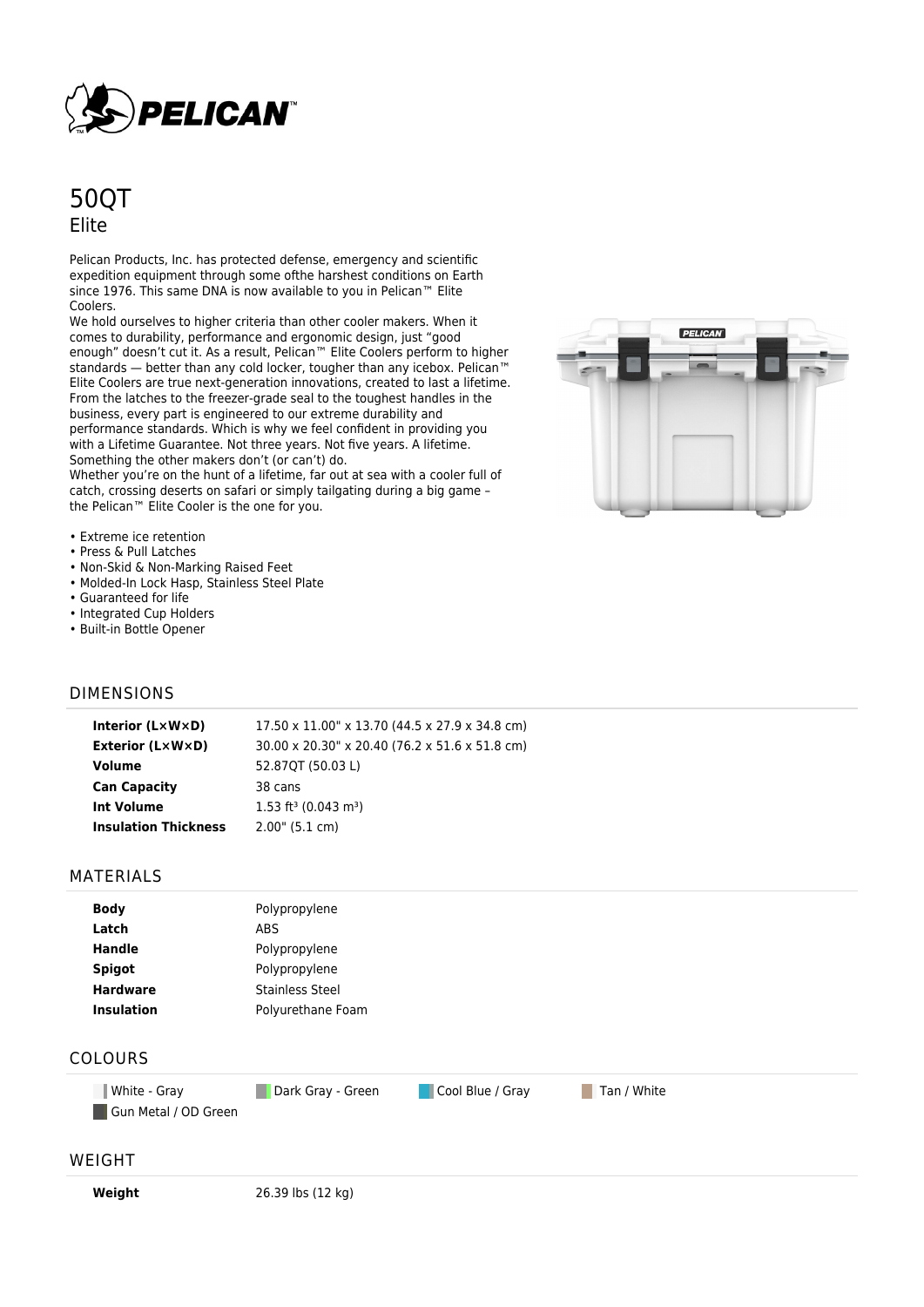# 50QT

## Elite

Pelican Products, Inc. has protected defense, emergency and scientific expedition equipment through some ofthe harshest conditions on Earth since 1976. This same DNA is now available to you in Pelican™ Elite Coolers.

We hold ourselves to higher criteria than other cooler makers. When it comes to durability, performance and ergonomic design, just "good enough" doesn't cut it. As a result, Pelican™ Elite Coolers perform to higher standards — better than any cold locker, tougher than any icebox. Pelican™ Elite Coolers are true next-generation innovations, created to last a lifetime. From the latches to the freezer-grade seal to the toughest handles in the business, every part is engineered to our extreme durability and performance standards. Which is why we feel confident in providing you with a Lifetime Guarantee. Not three years. Not five years. A lifetime. Something the other makers don't (or can't) do.

Whether you're on the hunt of a lifetime, far out at sea with a cooler full of catch, crossing deserts on safari or simply tailgating during a big game – the Pelican™ Elite Cooler is the one for you.

- Extreme ice retention
- Press & Pull Latches
- Non-Skid & Non-Marking Raised Feet
- Molded-In Lock Hasp, Stainless Steel Plate
- Guaranteed for life
- Integrated Cup Holders
- Built-in Bottle Opener

## DIMENSIONS

| | |
|---|---|
| **Interior (L×W×D)** | 17.50 x 11.00" x 13.70 (44.5 x 27.9 x 34.8 cm) |
| **Exterior (L×W×D)** | 30.00 x 20.30" x 20.40 (76.2 x 51.6 x 51.8 cm) |
| **Volume** | 52.87QT (50.03 L) |
| **Can Capacity** | 38 cans |
| **Int Volume** | 1.53 ft³ (0.043 m³) |
| **Insulation Thickness** | 2.00" (5.1 cm) |

## MATERIALS

| | |
|---|---|
| **Body** | Polypropylene |
| **Latch** | ABS |
| **Handle** | Polypropylene |
| **Spigot** | Polypropylene |
| **Hardware** | Stainless Steel |
| **Insulation** | Polyurethane Foam |

## COLOURS

- White - Gray
- Dark Gray - Green
- Cool Blue / Gray
- Tan / White
- Gun Metal / OD Green

## WEIGHT

| | |
|---|---|
| **Weight** | 26.39 lbs (12 kg) |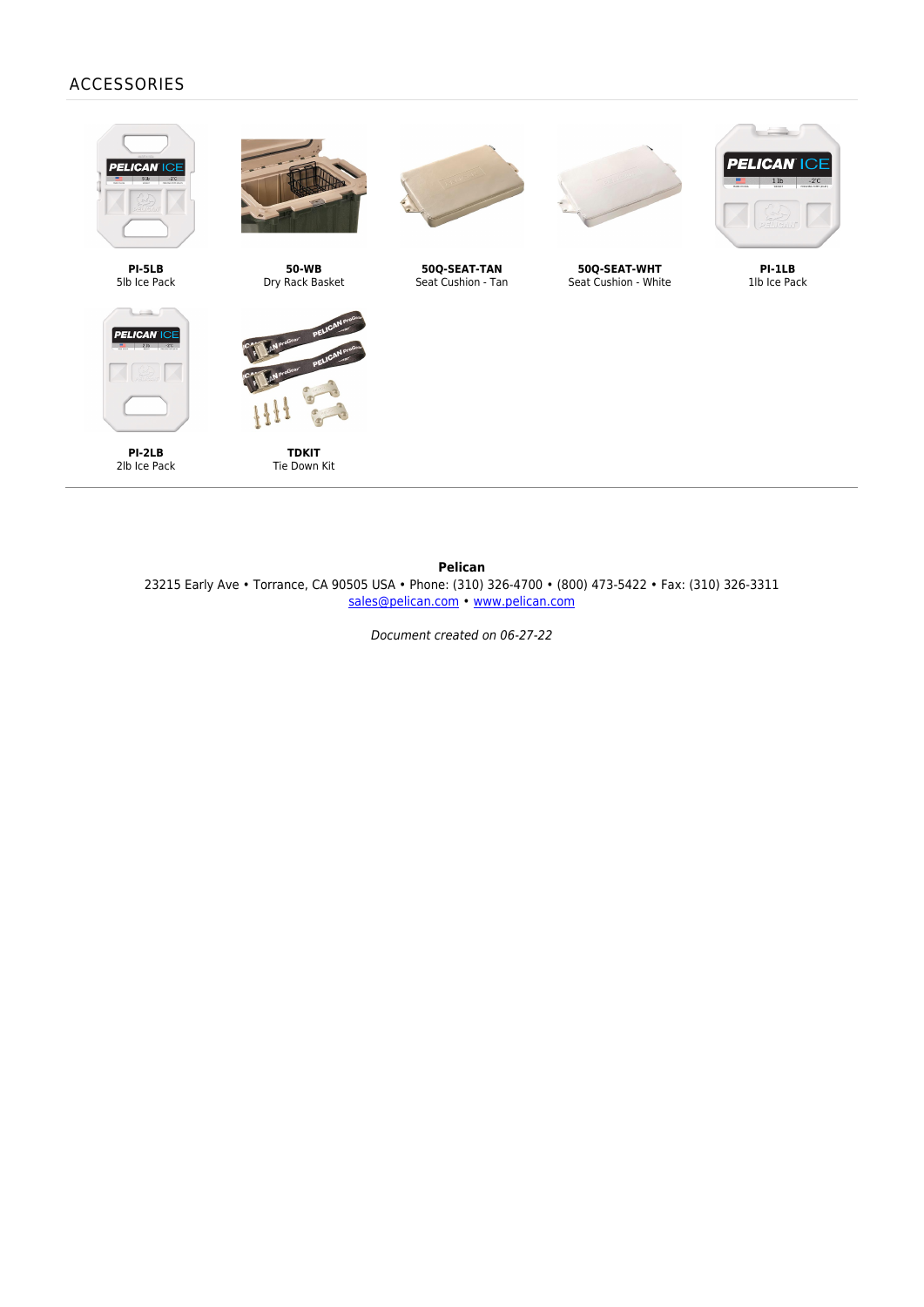## ACCESSORIES

**PI-5LB**
5lb Ice Pack

**50-WB**
Dry Rack Basket

**50Q-SEAT-TAN**
Seat Cushion - Tan

**50Q-SEAT-WHT**
Seat Cushion - White

**PI-1LB**
1lb Ice Pack

**PI-2LB**
2lb Ice Pack

**TDKIT**
Tie Down Kit

**Pelican**
23215 Early Ave • Torrance, CA 90505 USA • Phone: (310) 326-4700 • (800) 473-5422 • Fax: (310) 326-3311
sales@pelican.com • www.pelican.com

*Document created on 06-27-22*